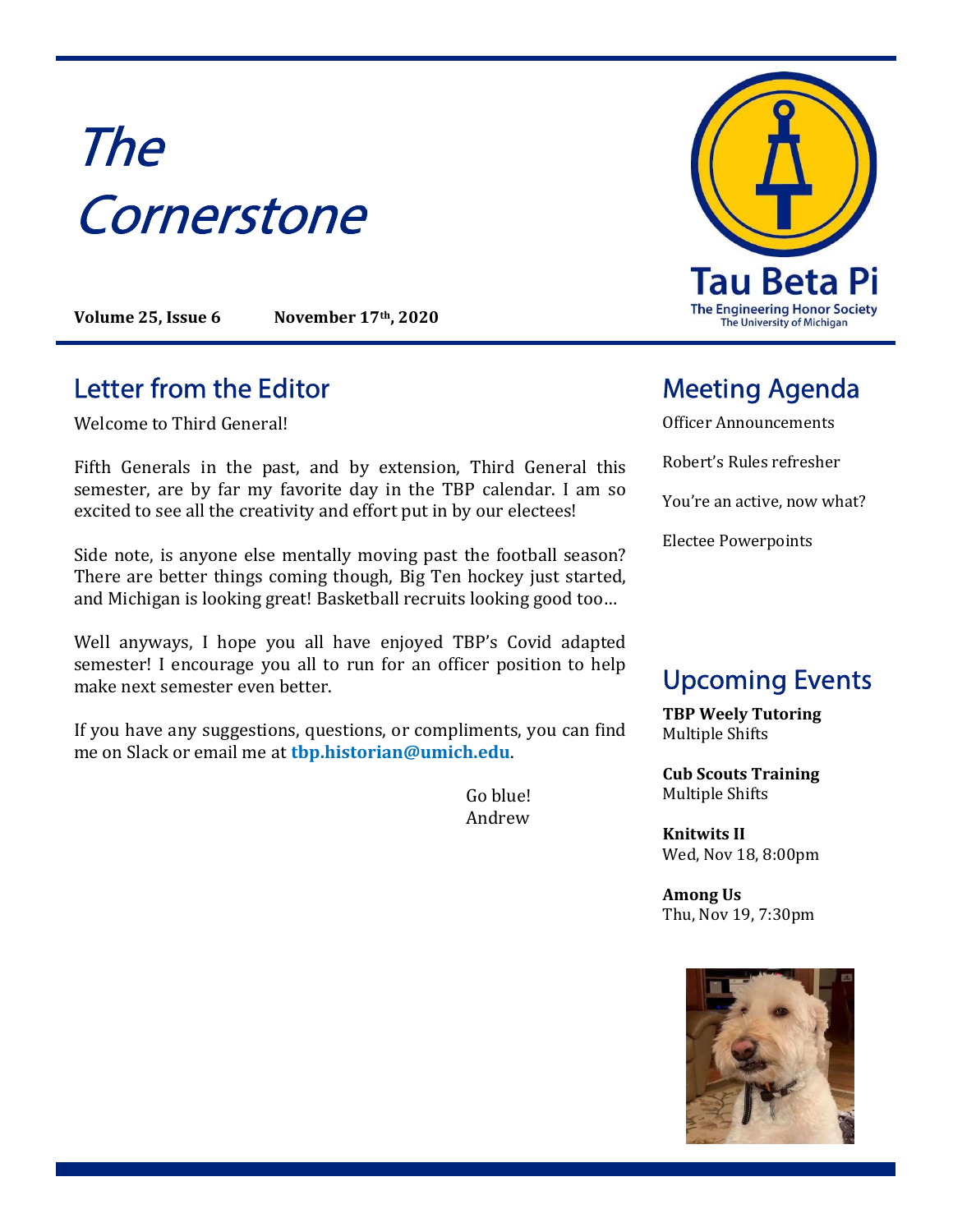# The Cornerstone

**Volume 25, Issue 6** **November 17th, 2020**

## Letter from the Editor

Welcome to Third General!

Fifth Generals in the past, and by extension, Third General this semester, are by far my favorite day in the TBP calendar. I am so excited to see all the creativity and effort put in by our electees!

Side note, is anyone else mentally moving past the football season? There are better things coming though, Big Ten hockey just started, and Michigan is looking great! Basketball recruits looking good too…

Well anyways, I hope you all have enjoyed TBP's Covid adapted semester! I encourage you all to run for an officer position to help make next semester even better.

If you have any suggestions, questions, or compliments, you can find me on Slack or email me at **tbp.historian@umich.edu**.

Go blue!
Andrew

## Meeting Agenda

Officer Announcements

Robert's Rules refresher

You're an active, now what?

Electee Powerpoints

## Upcoming Events

**TBP Weely Tutoring**
Multiple Shifts

**Cub Scouts Training**
Multiple Shifts

**Knitwits II**
Wed, Nov 18, 8:00pm

**Among Us**
Thu, Nov 19, 7:30pm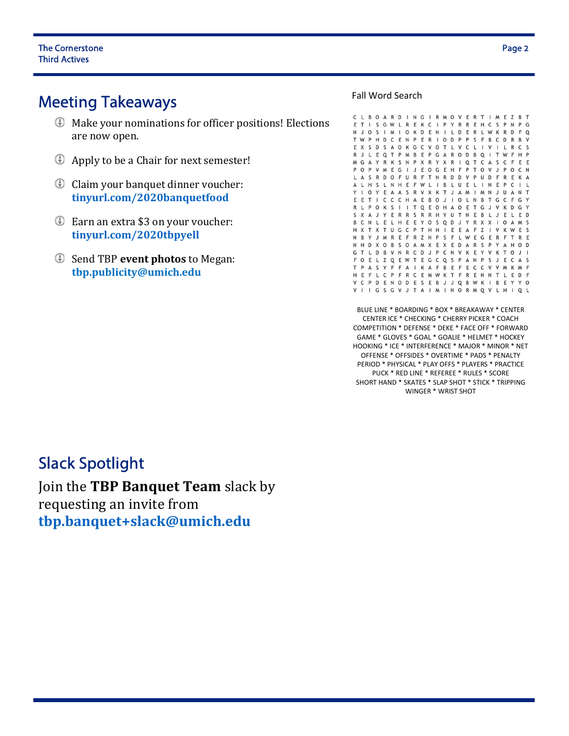## Meeting Takeaways

- Make your nominations for officer positions! Elections are now open.
- Apply to be a Chair for next semester!
- Claim your banquet dinner voucher: **tinyurl.com/2020banquetfood**
- Earn an extra $3 on your voucher: **tinyurl.com/2020tbpyell**
- Send TBP **event photos** to Megan: **tbp.publicity@umich.edu**

Fall Word Search

```
C L B O A R D I N G I R M O V E R T I M E Z B T
E T I S G W L R E K C I P Y R R E H C S P N P G
N J O S I M I O K D E N I L D E R L W K R D F Q
T W P H D C E N P E R I O D P P S F B C D R B V
E X S D S A O K G C V O T L V C L I V I L R C S
R J L E Q T P M B E P G A R O D B Q I T W F H P
M G A Y R K S N P X R Y X R I Q T C A S C F E E
P O P V M E G I J E O G E H F P T O V J P O C N
L A S R D O F U R F T N R D D V P U D F R E K A
A L H S L N H E F W L I B L U E L I N E P C I L
Y I O Y E A A S R V X K T J A M I M N J U A N T
E E T I C C C H A E B O J I O L N B T G C F G Y
R L P O K S I I T Q E O H A O E T G J V K D G Y
S X A J Y E R R S R R H Y U T N E B L J E L E D
B C N L E L H E E Y O S Q D J Y R X X I O A M S
H X T X T U G C P T H H I E E A F Z I V K W E S
N B Y J M R E F R Z N P S F L W E G E R F T R E
N H D X O B S O A M X E X E D A R S P Y A H O D
G T L D B V N R C D J P C N V K E Y V K T O J I
F O E L Z Q E W T E G C Q S P A N P S J E C A S
T P A S Y F F A I K A F B E F E C C V V M K M F
H E F L C P F R C E M W K T F R E N N T L E D F
V C P D E N O D E S E B J J Q B W K I B E Y Y O
V I I G S G V J T A I M I N O R M Q V L H I Q L
```

BLUE LINE * BOARDING * BOX * BREAKAWAY * CENTER
CENTER ICE * CHECKING * CHERRY PICKER * COACH
COMPETITION * DEFENSE * DEKE * FACE OFF * FORWARD
GAME * GLOVES * GOAL * GOALIE * HELMET * HOCKEY
HOOKING * ICE * INTERFERENCE * MAJOR * MINOR * NET
OFFENSE * OFFSIDES * OVERTIME * PADS * PENALTY
PERIOD * PHYSICAL * PLAY OFFS * PLAYERS * PRACTICE
PUCK * RED LINE * REFEREE * RULES * SCORE
SHORT HAND * SKATES * SLAP SHOT * STICK * TRIPPING
WINGER * WRIST SHOT

## Slack Spotlight

Join the **TBP Banquet Team** slack by requesting an invite from **tbp.banquet+slack@umich.edu**